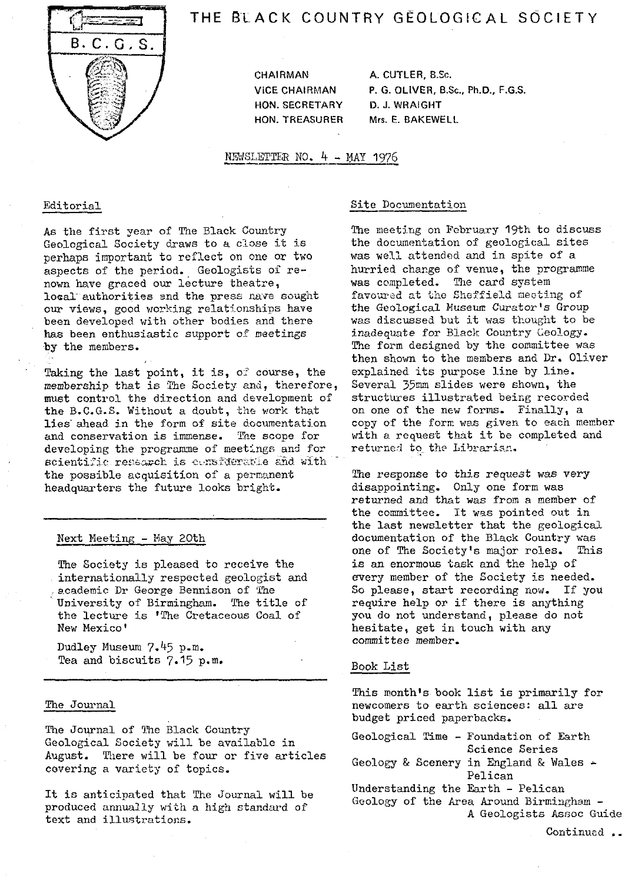# THE BLACK COUNTRY GEOLOGICAL SOCIETY

B.C.G.S.

| | |
|---|---|
| CHAIRMAN | A. CUTLER, B.Sc. |
| VICE CHAIRMAN | P. G. OLIVER, B.Sc., Ph.D., F.G.S. |
| HON. SECRETARY | D. J. WRAIGHT |
| HON. TREASURER | Mrs. E. BAKEWELL |

NEWSLETTER NO. 4 - MAY 1976

## Editorial

As the first year of The Black Country Geological Society draws to a close it is perhaps important to reflect on one or two aspects of the period. Geologists of renown have graced our lecture theatre, local authorities and the press have sought our views, good working relationships have been developed with other bodies and there has been enthusiastic support of meetings by the members.

Taking the last point, it is, of course, the membership that is The Society and, therefore, must control the direction and development of the B.C.G.S. Without a doubt, the work that lies ahead in the form of site documentation and conservation is immense. The scope for developing the programme of meetings and for scientific research is considerable and with the possible acquisition of a permanent headquarters the future looks bright.

## Next Meeting - May 20th

The Society is pleased to receive the internationally respected geologist and academic Dr George Bennison of The University of Birmingham. The title of the lecture is 'The Cretaceous Coal of New Mexico'

Dudley Museum 7.45 p.m.
Tea and biscuits 7.15 p.m.

## The Journal

The Journal of The Black Country Geological Society will be available in August. There will be four or five articles covering a variety of topics.

It is anticipated that The Journal will be produced annually with a high standard of text and illustrations.

## Site Documentation

The meeting on February 19th to discuss the documentation of geological sites was well attended and in spite of a hurried change of venue, the programme was completed. The card system favoured at the Sheffield meeting of the Geological Museum Curator's Group was discussed but it was thought to be inadequate for Black Country Geology. The form designed by the committee was then shown to the members and Dr. Oliver explained its purpose line by line. Several 35mm slides were shown, the structures illustrated being recorded on one of the new forms. Finally, a copy of the form was given to each member with a request that it be completed and returned to the Librarian.

The response to this request was very disappointing. Only one form was returned and that was from a member of the committee. It was pointed out in the last newsletter that the geological documentation of the Black Country was one of The Society's major roles. This is an enormous task and the help of every member of the Society is needed. So please, start recording now. If you require help or if there is anything you do not understand, please do not hesitate, get in touch with any committee member.

## Book List

This month's book list is primarily for newcomers to earth sciences: all are budget priced paperbacks.

Geological Time - Foundation of Earth Science Series
Geology & Scenery in England & Wales - Pelican
Understanding the Earth - Pelican
Geology of the Area Around Birmingham - A Geologists Assoc Guide

Continued ..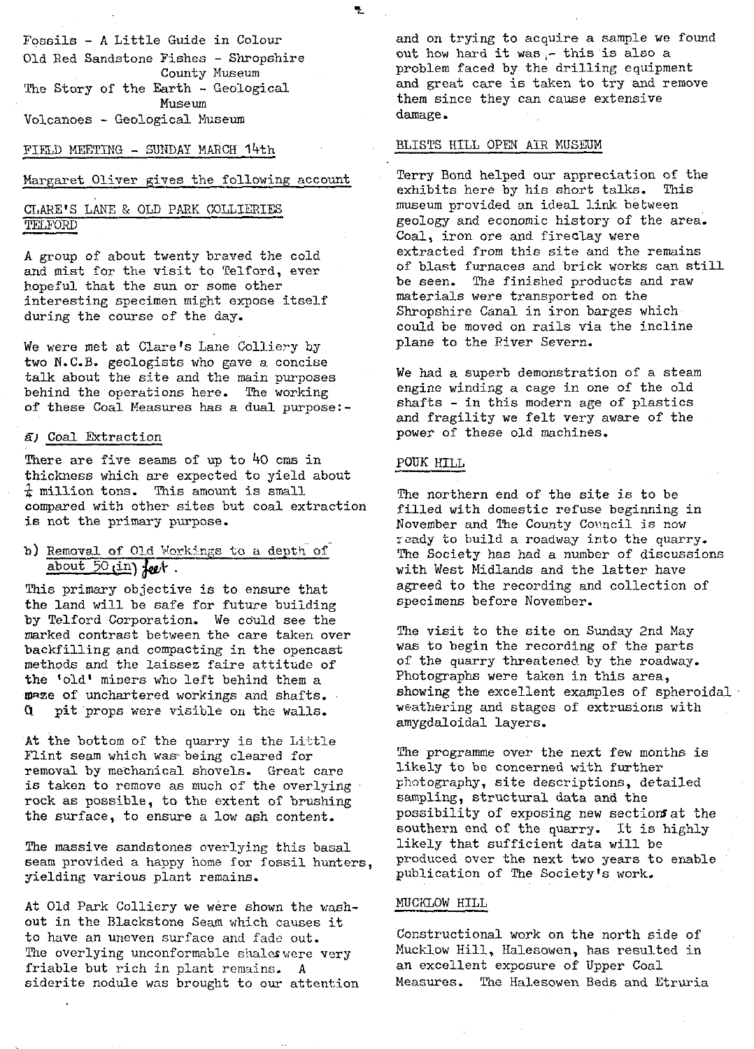Fossils - A Little Guide in Colour

Old Red Sandstone Fishes - Shropshire County Museum

The Story of the Earth - Geological Museum

Volcanoes - Geological Museum

## FIELD MEETING - SUNDAY MARCH 14th

Margaret Oliver gives the following account

### CLARE'S LANE & OLD PARK COLLIERIES TELFORD

A group of about twenty braved the cold and mist for the visit to Telford, ever hopeful that the sun or some other interesting specimen might expose itself during the course of the day.

We were met at Clare's Lane Colliery by two N.C.B. geologists who gave a concise talk about the site and the main purposes behind the operations here. The working of these Coal Measures has a dual purpose:-

a) Coal Extraction

There are five seams of up to 40 cms in thickness which are expected to yield about ¼ million tons. This amount is small compared with other sites but coal extraction is not the primary purpose.

b) Removal of Old Workings to a depth of about 50 (in) feet.

This primary objective is to ensure that the land will be safe for future building by Telford Corporation. We could see the marked contrast between the care taken over backfilling and compacting in the opencast methods and the laissez faire attitude of the 'old' miners who left behind them a maze of unchartered workings and shafts. a pit props were visible on the walls.

At the bottom of the quarry is the Little Flint seam which was being cleared for removal by mechanical shovels. Great care is taken to remove as much of the overlying rock as possible, to the extent of brushing the surface, to ensure a low ash content.

The massive sandstones overlying this basal seam provided a happy home for fossil hunters, yielding various plant remains.

At Old Park Colliery we were shown the wash-out in the Blackstone Seam which causes it to have an uneven surface and fade out. The overlying unconformable shales were very friable but rich in plant remains. A siderite nodule was brought to our attention and on trying to acquire a sample we found out how hard it was - this is also a problem faced by the drilling equipment and great care is taken to try and remove them since they can cause extensive damage.

### BLISTS HILL OPEN AIR MUSEUM

Terry Bond helped our appreciation of the exhibits here by his short talks. This museum provided an ideal link between geology and economic history of the area. Coal, iron ore and fireclay were extracted from this site and the remains of blast furnaces and brick works can still be seen. The finished products and raw materials were transported on the Shropshire Canal in iron barges which could be moved on rails via the incline plane to the River Severn.

We had a superb demonstration of a steam engine winding a cage in one of the old shafts - in this modern age of plastics and fragility we felt very aware of the power of these old machines.

### POUK HILL

The northern end of the site is to be filled with domestic refuse beginning in November and The County Council is now ready to build a roadway into the quarry. The Society has had a number of discussions with West Midlands and the latter have agreed to the recording and collection of specimens before November.

The visit to the site on Sunday 2nd May was to begin the recording of the parts of the quarry threatened by the roadway. Photographs were taken in this area, showing the excellent examples of spheroidal weathering and stages of extrusions with amygdaloidal layers.

The programme over the next few months is likely to be concerned with further photography, site descriptions, detailed sampling, structural data and the possibility of exposing new sections at the southern end of the quarry. It is highly likely that sufficient data will be produced over the next two years to enable publication of The Society's work.

### MUCKLOW HILL

Constructional work on the north side of Mucklow Hill, Halesowen, has resulted in an excellent exposure of Upper Coal Measures. The Halesowen Beds and Etruria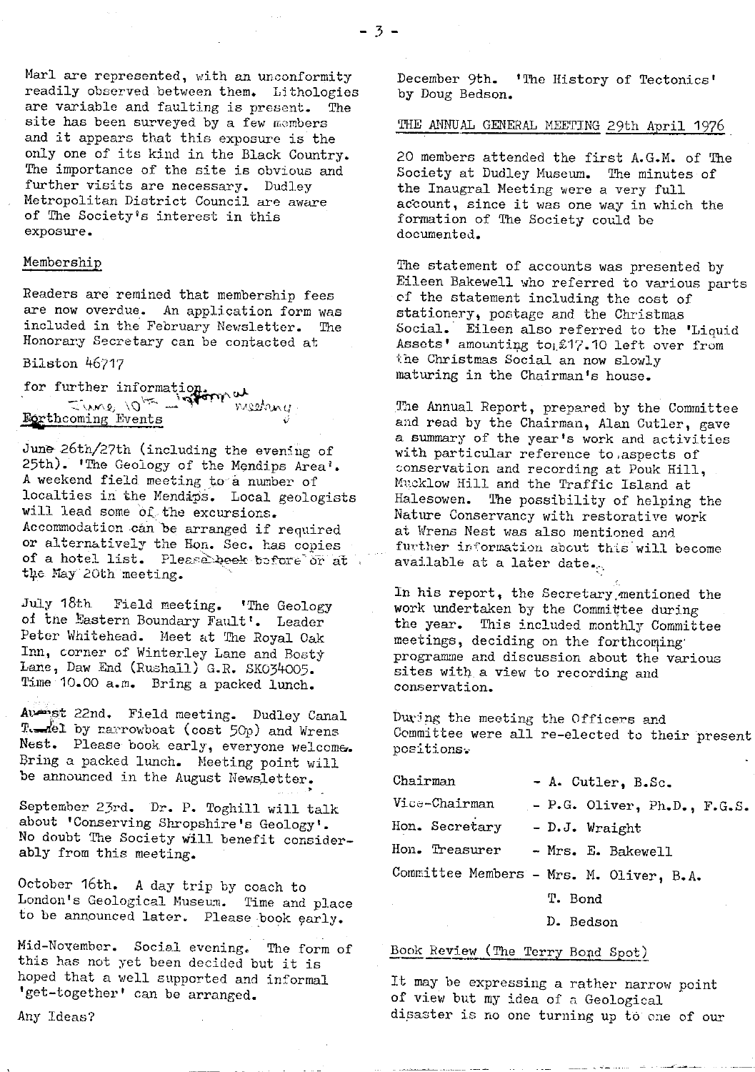Marl are represented, with an unconformity readily observed between them. Lithologies are variable and faulting is present. The site has been surveyed by a few members and it appears that this exposure is the only one of its kind in the Black Country. The importance of the site is obvious and further visits are necessary. Dudley Metropolitan District Council are aware of The Society's interest in this exposure.

Membership

Readers are remined that membership fees are now overdue. An application form was included in the February Newsletter. The Honorary Secretary can be contacted at

Bilston 46717

for further information.

June 10th – informal meeting

Forthcoming Events

June 26th/27th (including the evening of 25th). 'The Geology of the Mendips Area'. A weekend field meeting to a number of localties in the Mendips. Local geologists will lead some of the excursions. Accommodation can be arranged if required or alternatively the Hon. Sec. has copies of a hotel list. Please book before or at the May 20th meeting.

July 18th Field meeting. 'The Geology of the Eastern Boundary Fault'. Leader Peter Whitehead. Meet at The Royal Oak Inn, corner of Winterley Lane and Bosty Lane, Daw End (Rushall) G.R. SK034005. Time 10.00 a.m. Bring a packed lunch.

August 22nd. Field meeting. Dudley Canal Tunnel by narrowboat (cost 50p) and Wrens Nest. Please book early, everyone welcome. Bring a packed lunch. Meeting point will be announced in the August Newsletter.

September 23rd. Dr. P. Toghill will talk about 'Conserving Shropshire's Geology'. No doubt The Society will benefit considerably from this meeting.

October 16th. A day trip by coach to London's Geological Museum. Time and place to be announced later. Please book early.

Mid-November. Social evening. The form of this has not yet been decided but it is hoped that a well supported and informal 'get-together' can be arranged.

Any Ideas?

December 9th. 'The History of Tectonics' by Doug Bedson.

THE ANNUAL GENERAL MEETING 29th April 1976

20 members attended the first A.G.M. of The Society at Dudley Museum. The minutes of the Inaugral Meeting were a very full account, since it was one way in which the formation of The Society could be documented.

The statement of accounts was presented by Eileen Bakewell who referred to various parts of the statement including the cost of stationery, postage and the Christmas Social. Eileen also referred to the 'Liquid Assets' amounting to £17.10 left over from the Christmas Social an now slowly maturing in the Chairman's house.

The Annual Report, prepared by the Committee and read by the Chairman, Alan Cutler, gave a summary of the year's work and activities with particular reference to aspects of conservation and recording at Pouk Hill, Mucklow Hill and the Traffic Island at Halesowen. The possibility of helping the Nature Conservancy with restorative work at Wrens Nest was also mentioned and further information about this will become available at a later date.

In his report, the Secretary mentioned the work undertaken by the Committee during the year. This included monthly Committee meetings, deciding on the forthcoming programme and discussion about the various sites with a view to recording and conservation.

During the meeting the Officers and Committee were all re-elected to their present positions.

| | |
|---|---|
| Chairman | - A. Cutler, B.Sc. |
| Vice-Chairman | - P.G. Oliver, Ph.D., F.G.S. |
| Hon. Secretary | - D.J. Wraight |
| Hon. Treasurer | - Mrs. E. Bakewell |
| Committee Members | - Mrs. M. Oliver, B.A. |
| | T. Bond |
| | D. Bedson |

Book Review (The Terry Bond Spot)

It may be expressing a rather narrow point of view but my idea of a Geological disaster is no one turning up to one of our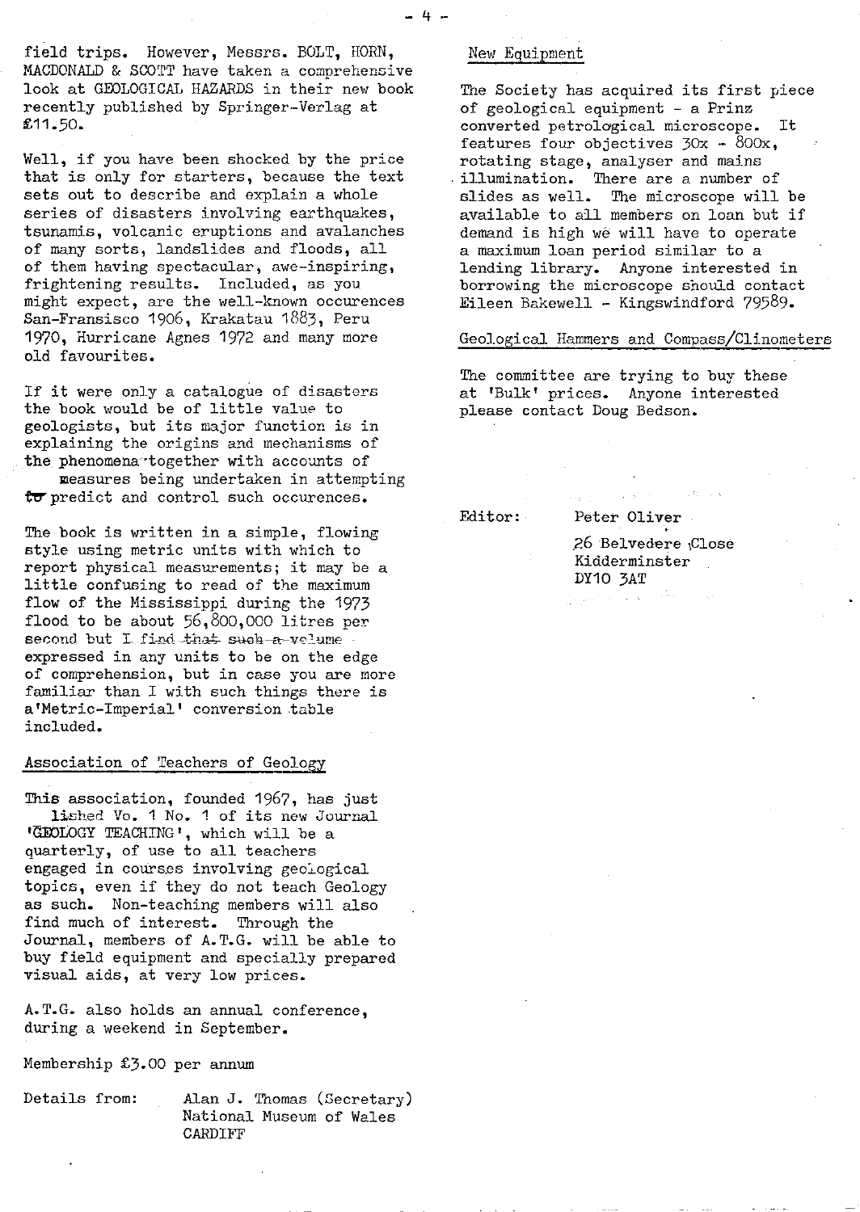field trips. However, Messrs. BOLT, HORN, MACDONALD & SCOTT have taken a comprehensive look at GEOLOGICAL HAZARDS in their new book recently published by Springer-Verlag at £11.50.

Well, if you have been shocked by the price that is only for starters, because the text sets out to describe and explain a whole series of disasters involving earthquakes, tsunamis, volcanic eruptions and avalanches of many sorts, landslides and floods, all of them having spectacular, awe-inspiring, frightening results. Included, as you might expect, are the well-known occurences San-Fransisco 1906, Krakatau 1883, Peru 1970, Hurricane Agnes 1972 and many more old favourites.

If it were only a catalogue of disasters the book would be of little value to geologists, but its major function is in explaining the origins and mechanisms of the phenomena together with accounts of measures being undertaken in attempting to predict and control such occurences.

The book is written in a simple, flowing style using metric units with which to report physical measurements; it may be a little confusing to read of the maximum flow of the Mississippi during the 1973 flood to be about 56,800,000 litres per second but I ~~find that such a volume~~ expressed in any units to be on the edge of comprehension, but in case you are more familiar than I with such things there is a'Metric-Imperial' conversion table included.

## Association of Teachers of Geology

This association, founded 1967, has just lished Vo. 1 No. 1 of its new Journal 'GEOLOGY TEACHING', which will be a quarterly, of use to all teachers engaged in courses involving geological topics, even if they do not teach Geology as such. Non-teaching members will also find much of interest. Through the Journal, members of A.T.G. will be able to buy field equipment and specially prepared visual aids, at very low prices.

A.T.G. also holds an annual conference, during a weekend in September.

Membership £3.00 per annum

Details from: Alan J. Thomas (Secretary)
National Museum of Wales
CARDIFF

## New Equipment

The Society has acquired its first piece of geological equipment - a Prinz converted petrological microscope. It features four objectives 30x - 800x, rotating stage, analyser and mains illumination. There are a number of slides as well. The microscope will be available to all members on loan but if demand is high we will have to operate a maximum loan period similar to a lending library. Anyone interested in borrowing the microscope should contact Eileen Bakewell - Kingswindford 79589.

## Geological Hammers and Compass/Clinometers

The committee are trying to buy these at 'Bulk' prices. Anyone interested please contact Doug Bedson.

Editor: Peter Oliver
26 Belvedere Close
Kidderminster
DY10 3AT